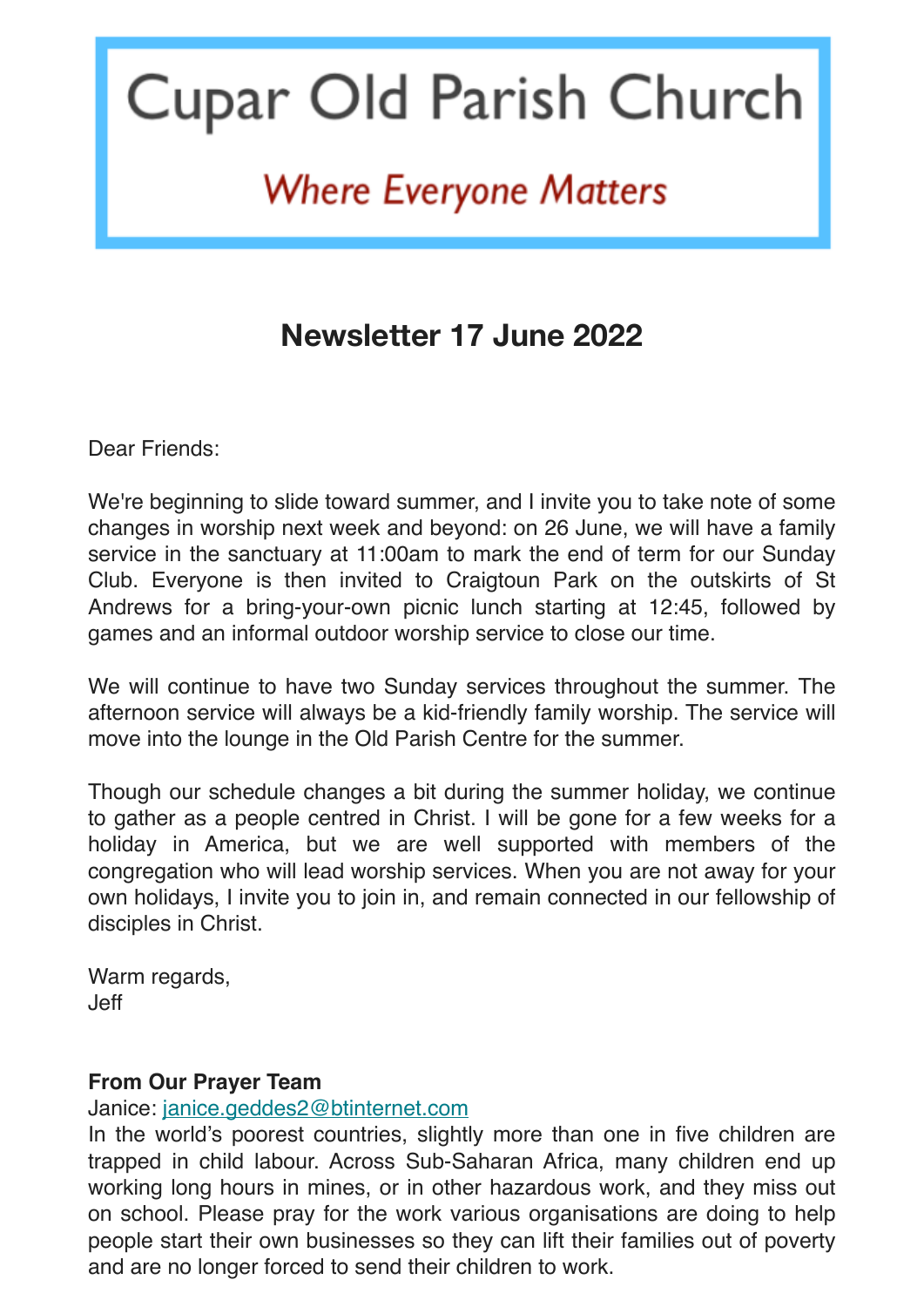# Cupar Old Parish Church

*Where Everyone Matters*

## Newsletter 17 June 2022

Dear Friends:

We're beginning to slide toward summer, and I invite you to take note of some changes in worship next week and beyond: on 26 June, we will have a family service in the sanctuary at 11:00am to mark the end of term for our Sunday Club. Everyone is then invited to Craigtoun Park on the outskirts of St Andrews for a bring-your-own picnic lunch starting at 12:45, followed by games and an informal outdoor worship service to close our time.

We will continue to have two Sunday services throughout the summer. The afternoon service will always be a kid-friendly family worship. The service will move into the lounge in the Old Parish Centre for the summer.

Though our schedule changes a bit during the summer holiday, we continue to gather as a people centred in Christ. I will be gone for a few weeks for a holiday in America, but we are well supported with members of the congregation who will lead worship services. When you are not away for your own holidays, I invite you to join in, and remain connected in our fellowship of disciples in Christ.

Warm regards,
Jeff

**From Our Prayer Team**
Janice: janice.geddes2@btinternet.com
In the world's poorest countries, slightly more than one in five children are trapped in child labour. Across Sub-Saharan Africa, many children end up working long hours in mines, or in other hazardous work, and they miss out on school. Please pray for the work various organisations are doing to help people start their own businesses so they can lift their families out of poverty and are no longer forced to send their children to work.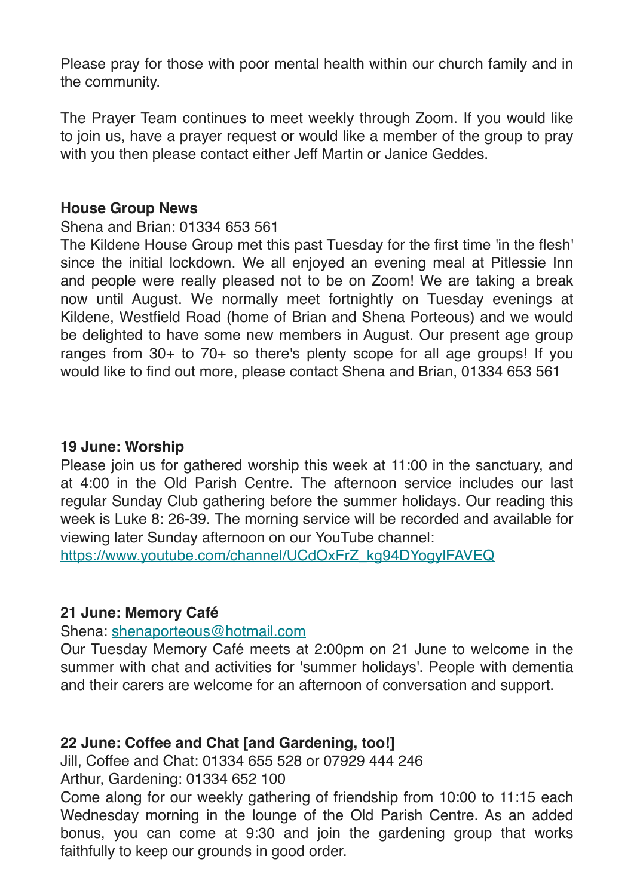Please pray for those with poor mental health within our church family and in the community.

The Prayer Team continues to meet weekly through Zoom. If you would like to join us, have a prayer request or would like a member of the group to pray with you then please contact either Jeff Martin or Janice Geddes.

**House Group News**

Shena and Brian: 01334 653 561

The Kildene House Group met this past Tuesday for the first time 'in the flesh' since the initial lockdown. We all enjoyed an evening meal at Pitlessie Inn and people were really pleased not to be on Zoom! We are taking a break now until August. We normally meet fortnightly on Tuesday evenings at Kildene, Westfield Road (home of Brian and Shena Porteous) and we would be delighted to have some new members in August. Our present age group ranges from 30+ to 70+ so there's plenty scope for all age groups! If you would like to find out more, please contact Shena and Brian, 01334 653 561

**19 June: Worship**

Please join us for gathered worship this week at 11:00 in the sanctuary, and at 4:00 in the Old Parish Centre. The afternoon service includes our last regular Sunday Club gathering before the summer holidays. Our reading this week is Luke 8: 26-39. The morning service will be recorded and available for viewing later Sunday afternoon on our YouTube channel:
https://www.youtube.com/channel/UCdOxFrZ_kg94DYogylFAVEQ

**21 June: Memory Café**

Shena: shenaporteous@hotmail.com

Our Tuesday Memory Café meets at 2:00pm on 21 June to welcome in the summer with chat and activities for 'summer holidays'. People with dementia and their carers are welcome for an afternoon of conversation and support.

**22 June: Coffee and Chat [and Gardening, too!]**

Jill, Coffee and Chat: 01334 655 528 or 07929 444 246

Arthur, Gardening: 01334 652 100

Come along for our weekly gathering of friendship from 10:00 to 11:15 each Wednesday morning in the lounge of the Old Parish Centre. As an added bonus, you can come at 9:30 and join the gardening group that works faithfully to keep our grounds in good order.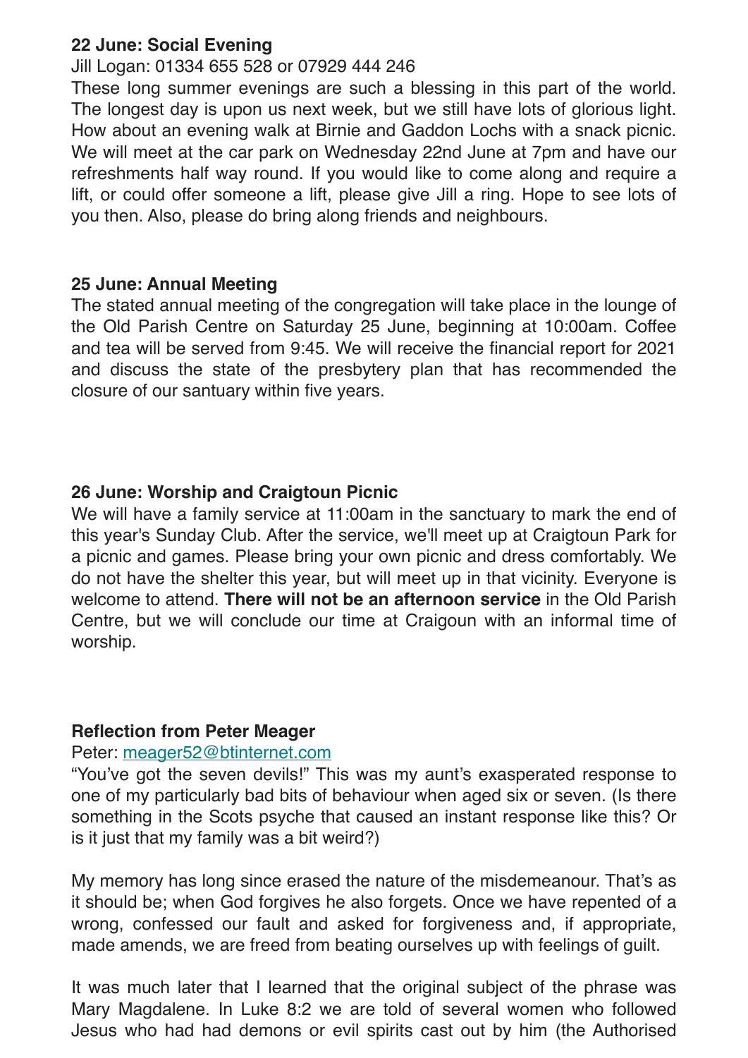**22 June: Social Evening**

Jill Logan: 01334 655 528 or 07929 444 246

These long summer evenings are such a blessing in this part of the world. The longest day is upon us next week, but we still have lots of glorious light. How about an evening walk at Birnie and Gaddon Lochs with a snack picnic. We will meet at the car park on Wednesday 22nd June at 7pm and have our refreshments half way round. If you would like to come along and require a lift, or could offer someone a lift, please give Jill a ring. Hope to see lots of you then. Also, please do bring along friends and neighbours.

**25 June: Annual Meeting**

The stated annual meeting of the congregation will take place in the lounge of the Old Parish Centre on Saturday 25 June, beginning at 10:00am. Coffee and tea will be served from 9:45. We will receive the financial report for 2021 and discuss the state of the presbytery plan that has recommended the closure of our santuary within five years.

**26 June: Worship and Craigtoun Picnic**

We will have a family service at 11:00am in the sanctuary to mark the end of this year's Sunday Club. After the service, we'll meet up at Craigtoun Park for a picnic and games. Please bring your own picnic and dress comfortably. We do not have the shelter this year, but will meet up in that vicinity. Everyone is welcome to attend. **There will not be an afternoon service** in the Old Parish Centre, but we will conclude our time at Craigoun with an informal time of worship.

**Reflection from Peter Meager**

Peter: meager52@btinternet.com

"You've got the seven devils!" This was my aunt's exasperated response to one of my particularly bad bits of behaviour when aged six or seven. (Is there something in the Scots psyche that caused an instant response like this? Or is it just that my family was a bit weird?)

My memory has long since erased the nature of the misdemeanour. That's as it should be; when God forgives he also forgets. Once we have repented of a wrong, confessed our fault and asked for forgiveness and, if appropriate, made amends, we are freed from beating ourselves up with feelings of guilt.

It was much later that I learned that the original subject of the phrase was Mary Magdalene. In Luke 8:2 we are told of several women who followed Jesus who had had demons or evil spirits cast out by him (the Authorised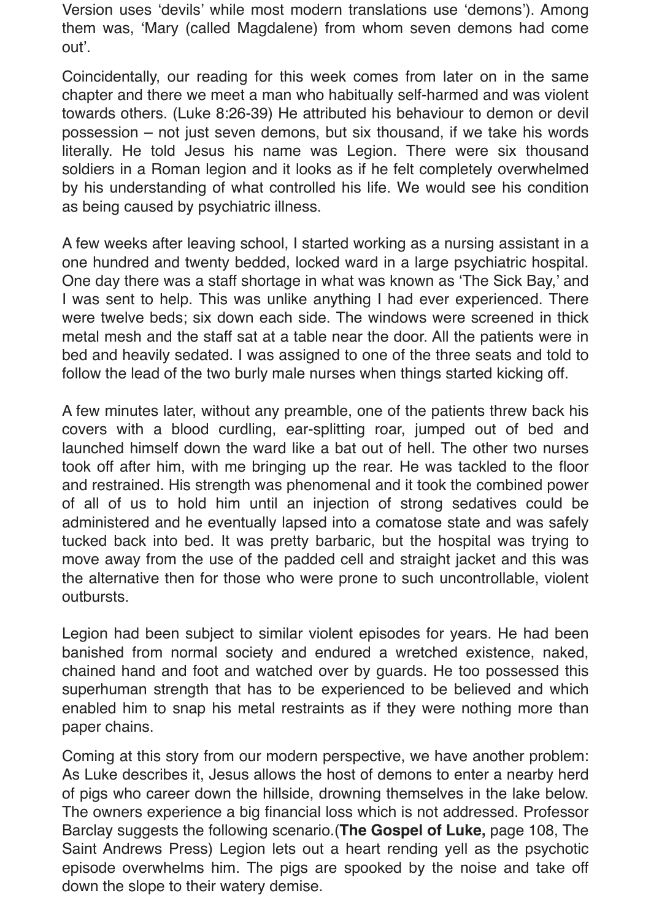Version uses 'devils' while most modern translations use 'demons'). Among them was, 'Mary (called Magdalene) from whom seven demons had come out'.

Coincidentally, our reading for this week comes from later on in the same chapter and there we meet a man who habitually self-harmed and was violent towards others. (Luke 8:26-39) He attributed his behaviour to demon or devil possession – not just seven demons, but six thousand, if we take his words literally. He told Jesus his name was Legion. There were six thousand soldiers in a Roman legion and it looks as if he felt completely overwhelmed by his understanding of what controlled his life. We would see his condition as being caused by psychiatric illness.

A few weeks after leaving school, I started working as a nursing assistant in a one hundred and twenty bedded, locked ward in a large psychiatric hospital. One day there was a staff shortage in what was known as 'The Sick Bay,' and I was sent to help. This was unlike anything I had ever experienced. There were twelve beds; six down each side. The windows were screened in thick metal mesh and the staff sat at a table near the door. All the patients were in bed and heavily sedated. I was assigned to one of the three seats and told to follow the lead of the two burly male nurses when things started kicking off.

A few minutes later, without any preamble, one of the patients threw back his covers with a blood curdling, ear-splitting roar, jumped out of bed and launched himself down the ward like a bat out of hell. The other two nurses took off after him, with me bringing up the rear. He was tackled to the floor and restrained. His strength was phenomenal and it took the combined power of all of us to hold him until an injection of strong sedatives could be administered and he eventually lapsed into a comatose state and was safely tucked back into bed. It was pretty barbaric, but the hospital was trying to move away from the use of the padded cell and straight jacket and this was the alternative then for those who were prone to such uncontrollable, violent outbursts.

Legion had been subject to similar violent episodes for years. He had been banished from normal society and endured a wretched existence, naked, chained hand and foot and watched over by guards. He too possessed this superhuman strength that has to be experienced to be believed and which enabled him to snap his metal restraints as if they were nothing more than paper chains.

Coming at this story from our modern perspective, we have another problem: As Luke describes it, Jesus allows the host of demons to enter a nearby herd of pigs who career down the hillside, drowning themselves in the lake below. The owners experience a big financial loss which is not addressed. Professor Barclay suggests the following scenario.(**The Gospel of Luke,** page 108, The Saint Andrews Press) Legion lets out a heart rending yell as the psychotic episode overwhelms him. The pigs are spooked by the noise and take off down the slope to their watery demise.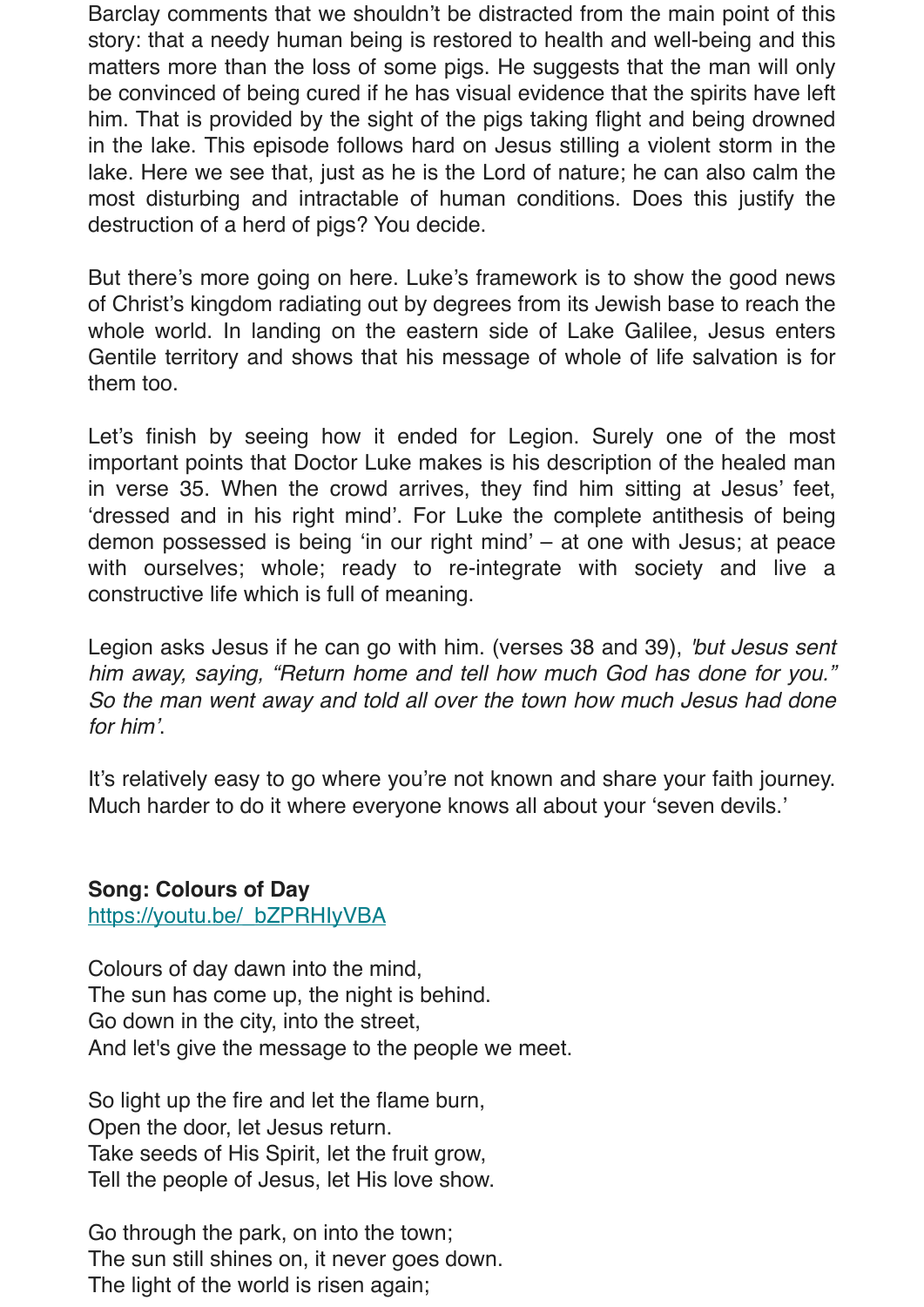Barclay comments that we shouldn't be distracted from the main point of this story: that a needy human being is restored to health and well-being and this matters more than the loss of some pigs. He suggests that the man will only be convinced of being cured if he has visual evidence that the spirits have left him. That is provided by the sight of the pigs taking flight and being drowned in the lake. This episode follows hard on Jesus stilling a violent storm in the lake. Here we see that, just as he is the Lord of nature; he can also calm the most disturbing and intractable of human conditions. Does this justify the destruction of a herd of pigs? You decide.

But there's more going on here. Luke's framework is to show the good news of Christ's kingdom radiating out by degrees from its Jewish base to reach the whole world. In landing on the eastern side of Lake Galilee, Jesus enters Gentile territory and shows that his message of whole of life salvation is for them too.

Let's finish by seeing how it ended for Legion. Surely one of the most important points that Doctor Luke makes is his description of the healed man in verse 35. When the crowd arrives, they find him sitting at Jesus' feet, 'dressed and in his right mind'. For Luke the complete antithesis of being demon possessed is being 'in our right mind' – at one with Jesus; at peace with ourselves; whole; ready to re-integrate with society and live a constructive life which is full of meaning.

Legion asks Jesus if he can go with him. (verses 38 and 39), *'but Jesus sent him away, saying, "Return home and tell how much God has done for you." So the man went away and told all over the town how much Jesus had done for him'*.

It's relatively easy to go where you're not known and share your faith journey. Much harder to do it where everyone knows all about your 'seven devils.'

**Song: Colours of Day**
https://youtu.be/_bZPRHIyVBA

Colours of day dawn into the mind,
The sun has come up, the night is behind.
Go down in the city, into the street,
And let's give the message to the people we meet.

So light up the fire and let the flame burn,
Open the door, let Jesus return.
Take seeds of His Spirit, let the fruit grow,
Tell the people of Jesus, let His love show.

Go through the park, on into the town;
The sun still shines on, it never goes down.
The light of the world is risen again;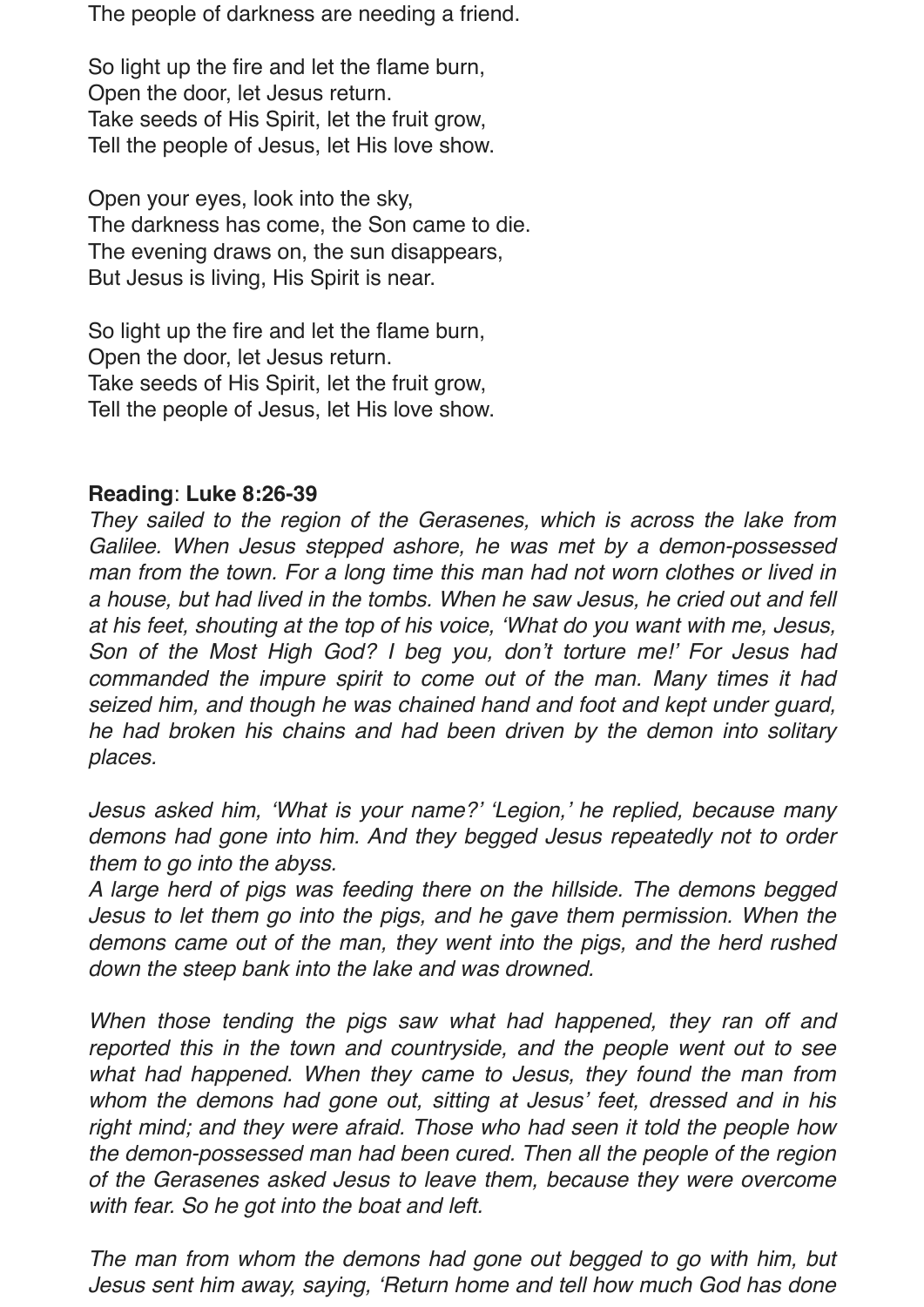The people of darkness are needing a friend.

So light up the fire and let the flame burn,
Open the door, let Jesus return.
Take seeds of His Spirit, let the fruit grow,
Tell the people of Jesus, let His love show.

Open your eyes, look into the sky,
The darkness has come, the Son came to die.
The evening draws on, the sun disappears,
But Jesus is living, His Spirit is near.

So light up the fire and let the flame burn,
Open the door, let Jesus return.
Take seeds of His Spirit, let the fruit grow,
Tell the people of Jesus, let His love show.

**Reading**: **Luke 8:26-39**

*They sailed to the region of the Gerasenes, which is across the lake from Galilee. When Jesus stepped ashore, he was met by a demon-possessed man from the town. For a long time this man had not worn clothes or lived in a house, but had lived in the tombs. When he saw Jesus, he cried out and fell at his feet, shouting at the top of his voice, 'What do you want with me, Jesus, Son of the Most High God? I beg you, don't torture me!' For Jesus had commanded the impure spirit to come out of the man. Many times it had seized him, and though he was chained hand and foot and kept under guard, he had broken his chains and had been driven by the demon into solitary places.*

*Jesus asked him, 'What is your name?' 'Legion,' he replied, because many demons had gone into him. And they begged Jesus repeatedly not to order them to go into the abyss.*
*A large herd of pigs was feeding there on the hillside. The demons begged Jesus to let them go into the pigs, and he gave them permission. When the demons came out of the man, they went into the pigs, and the herd rushed down the steep bank into the lake and was drowned.*

*When those tending the pigs saw what had happened, they ran off and reported this in the town and countryside, and the people went out to see what had happened. When they came to Jesus, they found the man from whom the demons had gone out, sitting at Jesus' feet, dressed and in his right mind; and they were afraid. Those who had seen it told the people how the demon-possessed man had been cured. Then all the people of the region of the Gerasenes asked Jesus to leave them, because they were overcome with fear. So he got into the boat and left.*

*The man from whom the demons had gone out begged to go with him, but Jesus sent him away, saying, 'Return home and tell how much God has done*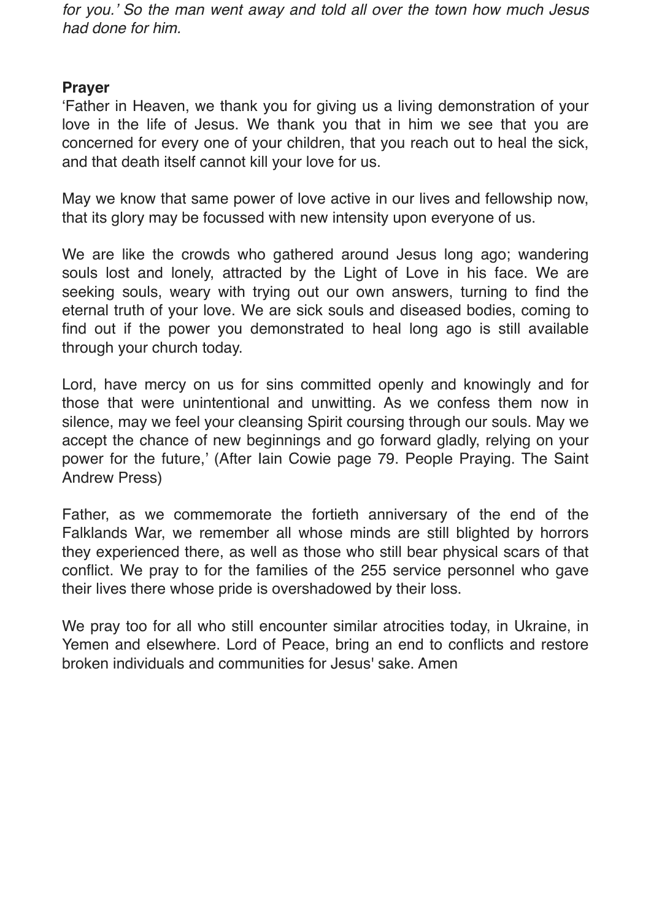*for you.' So the man went away and told all over the town how much Jesus had done for him.*

**Prayer**

'Father in Heaven, we thank you for giving us a living demonstration of your love in the life of Jesus. We thank you that in him we see that you are concerned for every one of your children, that you reach out to heal the sick, and that death itself cannot kill your love for us.

May we know that same power of love active in our lives and fellowship now, that its glory may be focussed with new intensity upon everyone of us.

We are like the crowds who gathered around Jesus long ago; wandering souls lost and lonely, attracted by the Light of Love in his face. We are seeking souls, weary with trying out our own answers, turning to find the eternal truth of your love. We are sick souls and diseased bodies, coming to find out if the power you demonstrated to heal long ago is still available through your church today.

Lord, have mercy on us for sins committed openly and knowingly and for those that were unintentional and unwitting. As we confess them now in silence, may we feel your cleansing Spirit coursing through our souls. May we accept the chance of new beginnings and go forward gladly, relying on your power for the future,' (After Iain Cowie page 79. People Praying. The Saint Andrew Press)

Father, as we commemorate the fortieth anniversary of the end of the Falklands War, we remember all whose minds are still blighted by horrors they experienced there, as well as those who still bear physical scars of that conflict. We pray to for the families of the 255 service personnel who gave their lives there whose pride is overshadowed by their loss.

We pray too for all who still encounter similar atrocities today, in Ukraine, in Yemen and elsewhere. Lord of Peace, bring an end to conflicts and restore broken individuals and communities for Jesus' sake. Amen